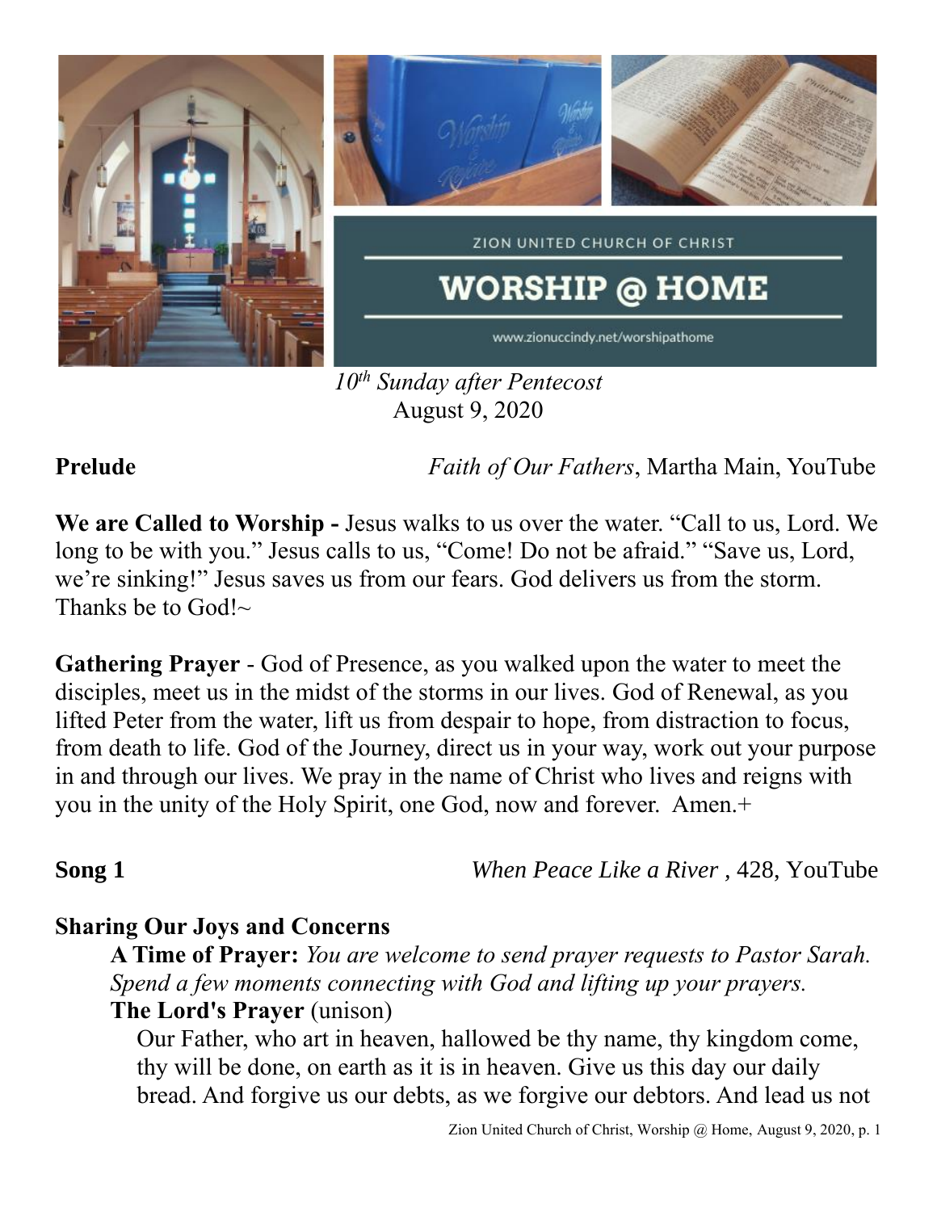ZION UNITED CHURCH OF CHRIST

# WORSHIP @ HOME

www.zionuccindy.net/worshipathome

*10th Sunday after Pentecost*
August 9, 2020

**Prelude** *Faith of Our Fathers*, Martha Main, YouTube

**We are Called to Worship -** Jesus walks to us over the water. "Call to us, Lord. We long to be with you." Jesus calls to us, "Come! Do not be afraid." "Save us, Lord, we're sinking!" Jesus saves us from our fears. God delivers us from the storm. Thanks be to God!~

**Gathering Prayer** - God of Presence, as you walked upon the water to meet the disciples, meet us in the midst of the storms in our lives. God of Renewal, as you lifted Peter from the water, lift us from despair to hope, from distraction to focus, from death to life. God of the Journey, direct us in your way, work out your purpose in and through our lives. We pray in the name of Christ who lives and reigns with you in the unity of the Holy Spirit, one God, now and forever. Amen.+

**Song 1** *When Peace Like a River* , 428, YouTube

**Sharing Our Joys and Concerns**

**A Time of Prayer:** *You are welcome to send prayer requests to Pastor Sarah. Spend a few moments connecting with God and lifting up your prayers.*

**The Lord's Prayer** (unison)

Our Father, who art in heaven, hallowed be thy name, thy kingdom come, thy will be done, on earth as it is in heaven. Give us this day our daily bread. And forgive us our debts, as we forgive our debtors. And lead us not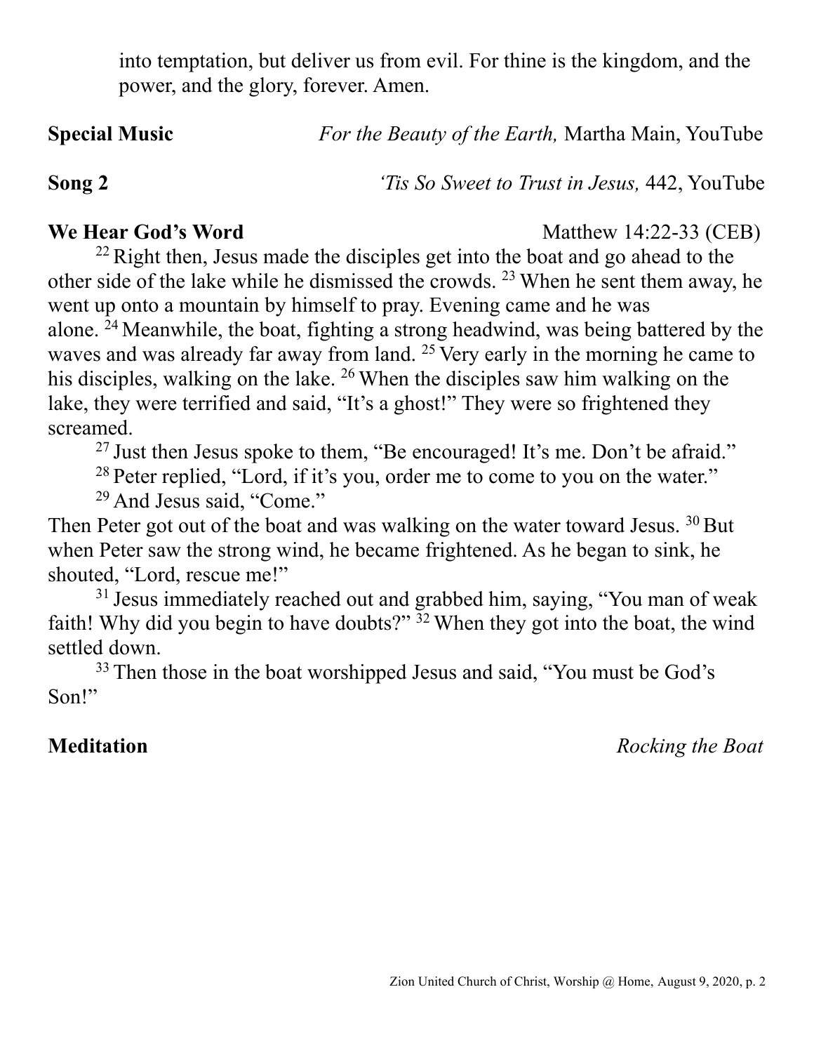into temptation, but deliver us from evil. For thine is the kingdom, and the power, and the glory, forever. Amen.

**Special Music** *For the Beauty of the Earth,* Martha Main, YouTube

**Song 2** *'Tis So Sweet to Trust in Jesus,* 442, YouTube

**We Hear God's Word** Matthew 14:22-33 (CEB)

[22] Right then, Jesus made the disciples get into the boat and go ahead to the other side of the lake while he dismissed the crowds. [23] When he sent them away, he went up onto a mountain by himself to pray. Evening came and he was alone. [24] Meanwhile, the boat, fighting a strong headwind, was being battered by the waves and was already far away from land. [25] Very early in the morning he came to his disciples, walking on the lake. [26] When the disciples saw him walking on the lake, they were terrified and said, "It's a ghost!" They were so frightened they screamed.

[27] Just then Jesus spoke to them, "Be encouraged! It's me. Don't be afraid."

[28] Peter replied, "Lord, if it's you, order me to come to you on the water."

[29] And Jesus said, "Come."

Then Peter got out of the boat and was walking on the water toward Jesus. [30] But when Peter saw the strong wind, he became frightened. As he began to sink, he shouted, "Lord, rescue me!"

[31] Jesus immediately reached out and grabbed him, saying, "You man of weak faith! Why did you begin to have doubts?" [32] When they got into the boat, the wind settled down.

[33] Then those in the boat worshipped Jesus and said, "You must be God's Son!"

**Meditation** *Rocking the Boat*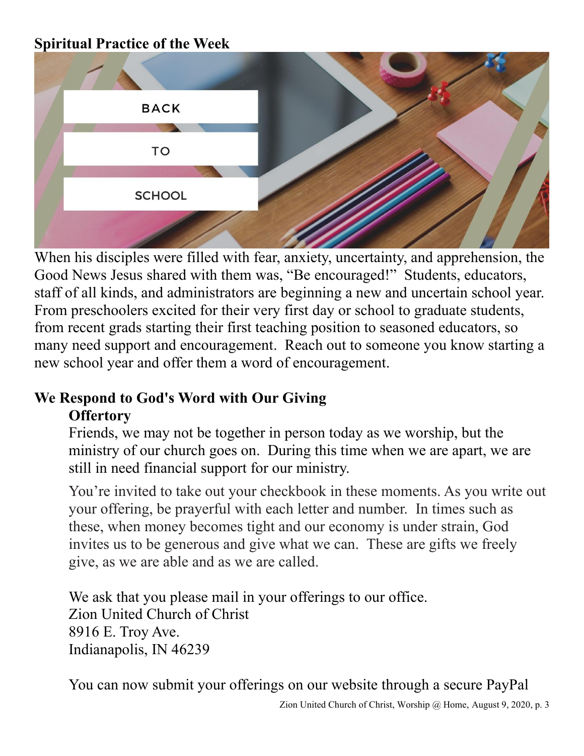**Spiritual Practice of the Week**

When his disciples were filled with fear, anxiety, uncertainty, and apprehension, the Good News Jesus shared with them was, "Be encouraged!" Students, educators, staff of all kinds, and administrators are beginning a new and uncertain school year. From preschoolers excited for their very first day or school to graduate students, from recent grads starting their first teaching position to seasoned educators, so many need support and encouragement. Reach out to someone you know starting a new school year and offer them a word of encouragement.

**We Respond to God's Word with Our Giving**

**Offertory**

Friends, we may not be together in person today as we worship, but the ministry of our church goes on. During this time when we are apart, we are still in need financial support for our ministry.

You're invited to take out your checkbook in these moments. As you write out your offering, be prayerful with each letter and number. In times such as these, when money becomes tight and our economy is under strain, God invites us to be generous and give what we can. These are gifts we freely give, as we are able and as we are called.

We ask that you please mail in your offerings to our office.
Zion United Church of Christ
8916 E. Troy Ave.
Indianapolis, IN 46239

You can now submit your offerings on our website through a secure PayPal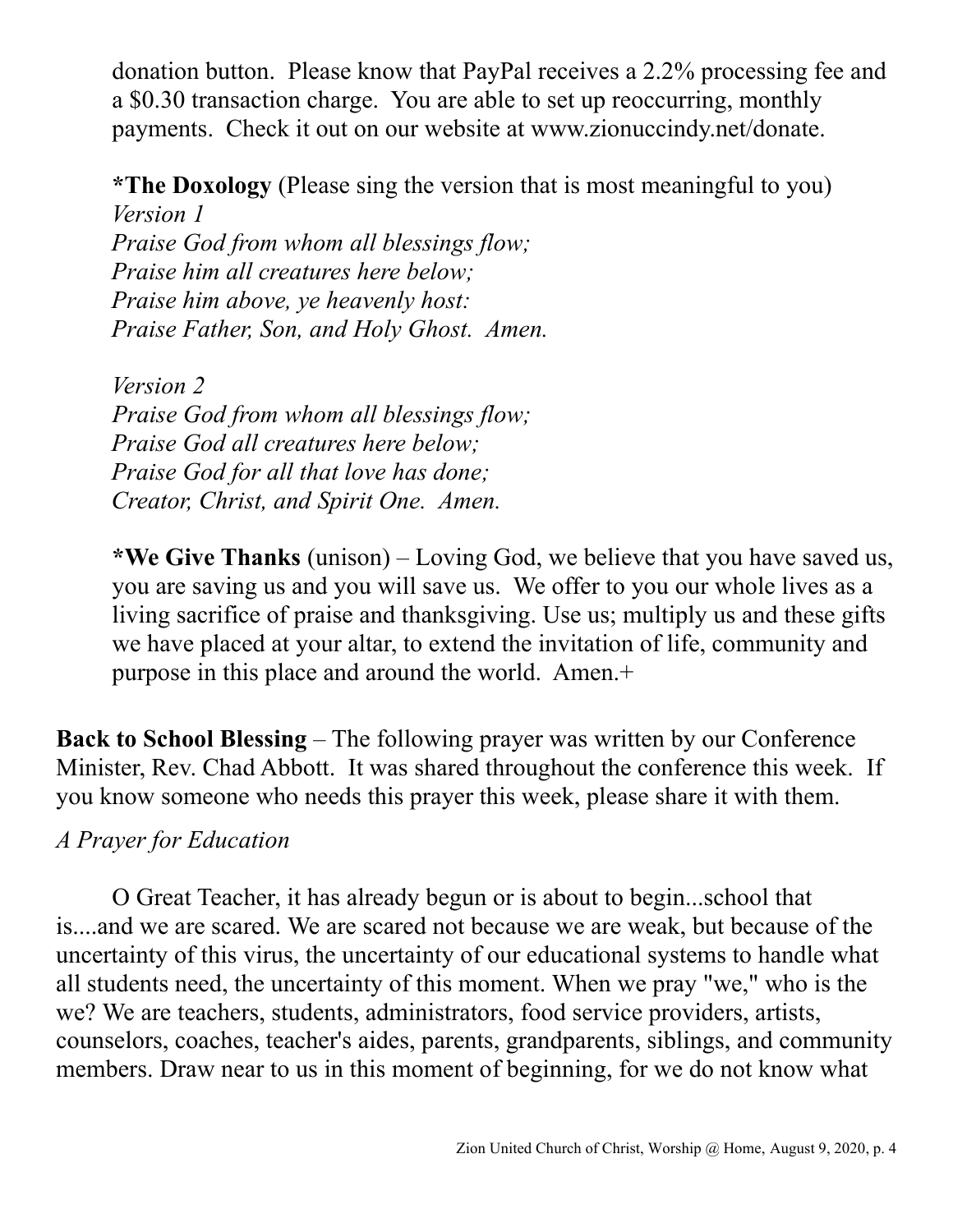donation button. Please know that PayPal receives a 2.2% processing fee and a $0.30 transaction charge. You are able to set up reoccurring, monthly payments. Check it out on our website at www.zionuccindy.net/donate.

**\*The Doxology** (Please sing the version that is most meaningful to you)
*Version 1*
*Praise God from whom all blessings flow;*
*Praise him all creatures here below;*
*Praise him above, ye heavenly host:*
*Praise Father, Son, and Holy Ghost. Amen.*

*Version 2*
*Praise God from whom all blessings flow;*
*Praise God all creatures here below;*
*Praise God for all that love has done;*
*Creator, Christ, and Spirit One. Amen.*

**\*We Give Thanks** (unison) – Loving God, we believe that you have saved us, you are saving us and you will save us. We offer to you our whole lives as a living sacrifice of praise and thanksgiving. Use us; multiply us and these gifts we have placed at your altar, to extend the invitation of life, community and purpose in this place and around the world. Amen.+

**Back to School Blessing** – The following prayer was written by our Conference Minister, Rev. Chad Abbott. It was shared throughout the conference this week. If you know someone who needs this prayer this week, please share it with them.

*A Prayer for Education*

O Great Teacher, it has already begun or is about to begin...school that is....and we are scared. We are scared not because we are weak, but because of the uncertainty of this virus, the uncertainty of our educational systems to handle what all students need, the uncertainty of this moment. When we pray "we," who is the we? We are teachers, students, administrators, food service providers, artists, counselors, coaches, teacher's aides, parents, grandparents, siblings, and community members. Draw near to us in this moment of beginning, for we do not know what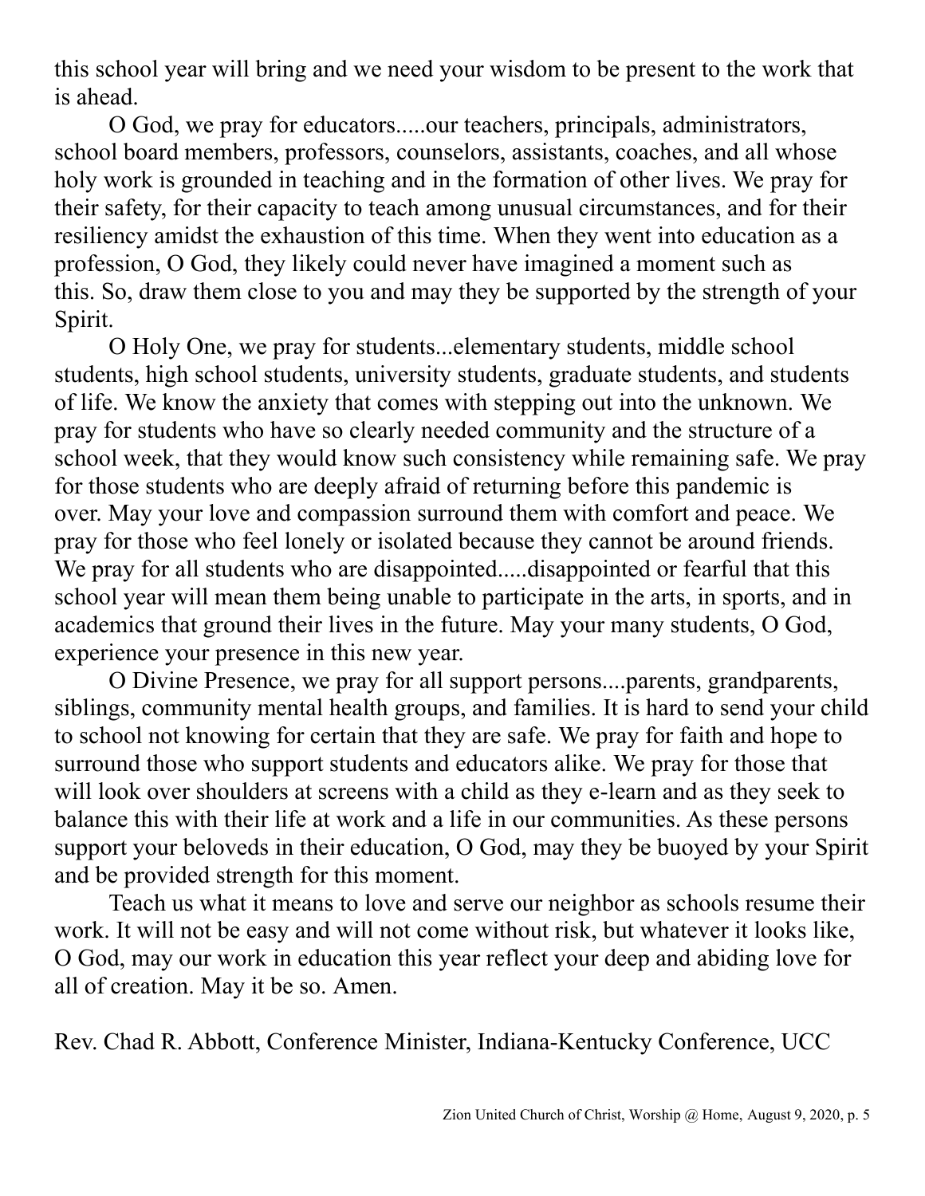this school year will bring and we need your wisdom to be present to the work that is ahead.

O God, we pray for educators.....our teachers, principals, administrators, school board members, professors, counselors, assistants, coaches, and all whose holy work is grounded in teaching and in the formation of other lives. We pray for their safety, for their capacity to teach among unusual circumstances, and for their resiliency amidst the exhaustion of this time. When they went into education as a profession, O God, they likely could never have imagined a moment such as this. So, draw them close to you and may they be supported by the strength of your Spirit.

O Holy One, we pray for students...elementary students, middle school students, high school students, university students, graduate students, and students of life. We know the anxiety that comes with stepping out into the unknown. We pray for students who have so clearly needed community and the structure of a school week, that they would know such consistency while remaining safe. We pray for those students who are deeply afraid of returning before this pandemic is over. May your love and compassion surround them with comfort and peace. We pray for those who feel lonely or isolated because they cannot be around friends. We pray for all students who are disappointed.....disappointed or fearful that this school year will mean them being unable to participate in the arts, in sports, and in academics that ground their lives in the future. May your many students, O God, experience your presence in this new year.

O Divine Presence, we pray for all support persons....parents, grandparents, siblings, community mental health groups, and families. It is hard to send your child to school not knowing for certain that they are safe. We pray for faith and hope to surround those who support students and educators alike. We pray for those that will look over shoulders at screens with a child as they e-learn and as they seek to balance this with their life at work and a life in our communities. As these persons support your beloveds in their education, O God, may they be buoyed by your Spirit and be provided strength for this moment.

Teach us what it means to love and serve our neighbor as schools resume their work. It will not be easy and will not come without risk, but whatever it looks like, O God, may our work in education this year reflect your deep and abiding love for all of creation. May it be so. Amen.

Rev. Chad R. Abbott, Conference Minister, Indiana-Kentucky Conference, UCC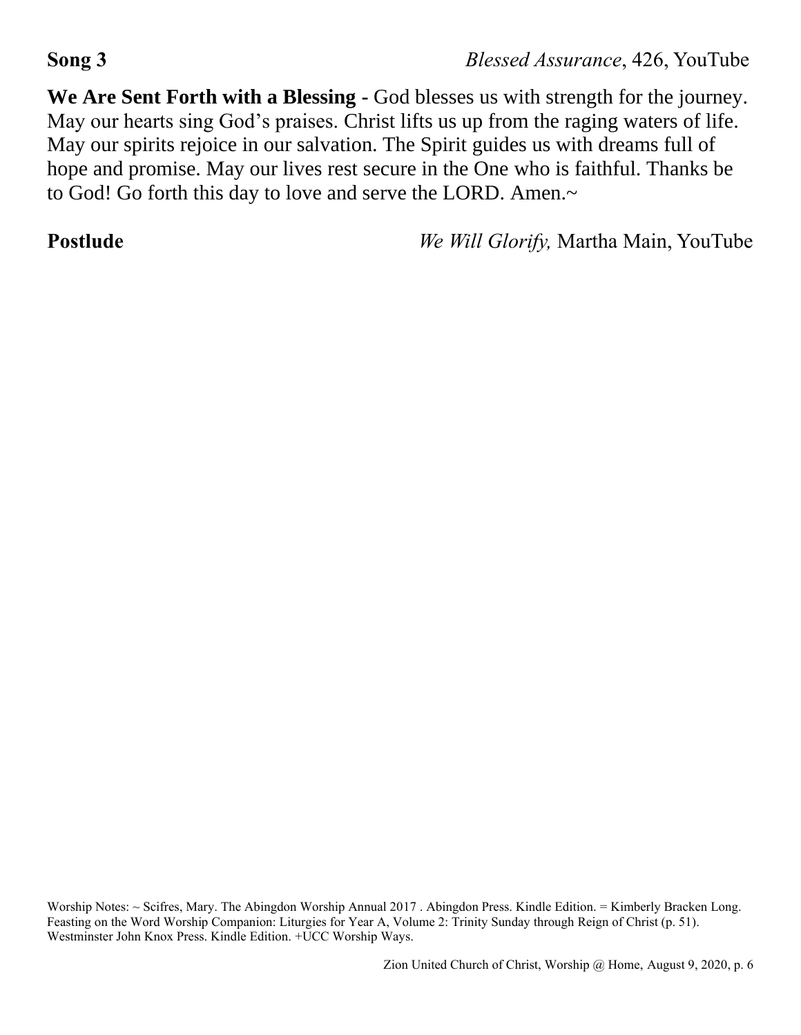**Song 3** *Blessed Assurance*, 426, YouTube

**We Are Sent Forth with a Blessing -** God blesses us with strength for the journey. May our hearts sing God's praises. Christ lifts us up from the raging waters of life. May our spirits rejoice in our salvation. The Spirit guides us with dreams full of hope and promise. May our lives rest secure in the One who is faithful. Thanks be to God! Go forth this day to love and serve the LORD. Amen.~

**Postlude** *We Will Glorify,* Martha Main, YouTube

Worship Notes: ~ Scifres, Mary. The Abingdon Worship Annual 2017 . Abingdon Press. Kindle Edition. = Kimberly Bracken Long. Feasting on the Word Worship Companion: Liturgies for Year A, Volume 2: Trinity Sunday through Reign of Christ (p. 51). Westminster John Knox Press. Kindle Edition. +UCC Worship Ways.